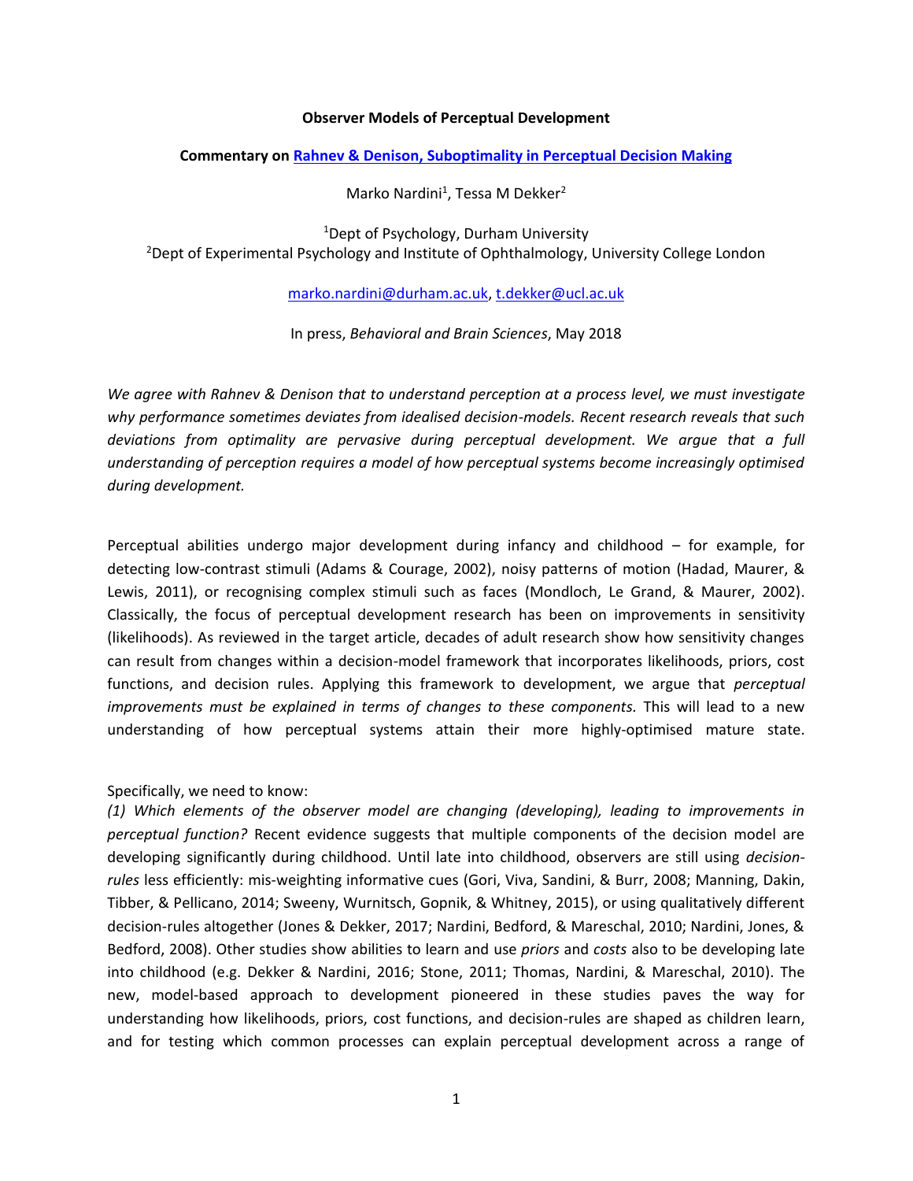**Observer Models of Perceptual Development**

**Commentary on [Rahnev & Denison, Suboptimality in Perceptual Decision Making]**

Marko Nardini[1], Tessa M Dekker[2]

[1]Dept of Psychology, Durham University
[2]Dept of Experimental Psychology and Institute of Ophthalmology, University College London

marko.nardini@durham.ac.uk, t.dekker@ucl.ac.uk

In press, *Behavioral and Brain Sciences*, May 2018

*We agree with Rahnev & Denison that to understand perception at a process level, we must investigate why performance sometimes deviates from idealised decision-models. Recent research reveals that such deviations from optimality are pervasive during perceptual development. We argue that a full understanding of perception requires a model of how perceptual systems become increasingly optimised during development.*

Perceptual abilities undergo major development during infancy and childhood – for example, for detecting low-contrast stimuli (Adams & Courage, 2002), noisy patterns of motion (Hadad, Maurer, & Lewis, 2011), or recognising complex stimuli such as faces (Mondloch, Le Grand, & Maurer, 2002). Classically, the focus of perceptual development research has been on improvements in sensitivity (likelihoods). As reviewed in the target article, decades of adult research show how sensitivity changes can result from changes within a decision-model framework that incorporates likelihoods, priors, cost functions, and decision rules. Applying this framework to development, we argue that *perceptual improvements must be explained in terms of changes to these components.* This will lead to a new understanding of how perceptual systems attain their more highly-optimised mature state.

Specifically, we need to know:
*(1) Which elements of the observer model are changing (developing), leading to improvements in perceptual function?* Recent evidence suggests that multiple components of the decision model are developing significantly during childhood. Until late into childhood, observers are still using *decision-rules* less efficiently: mis-weighting informative cues (Gori, Viva, Sandini, & Burr, 2008; Manning, Dakin, Tibber, & Pellicano, 2014; Sweeny, Wurnitsch, Gopnik, & Whitney, 2015), or using qualitatively different decision-rules altogether (Jones & Dekker, 2017; Nardini, Bedford, & Mareschal, 2010; Nardini, Jones, & Bedford, 2008). Other studies show abilities to learn and use *priors* and *costs* also to be developing late into childhood (e.g. Dekker & Nardini, 2016; Stone, 2011; Thomas, Nardini, & Mareschal, 2010). The new, model-based approach to development pioneered in these studies paves the way for understanding how likelihoods, priors, cost functions, and decision-rules are shaped as children learn, and for testing which common processes can explain perceptual development across a range of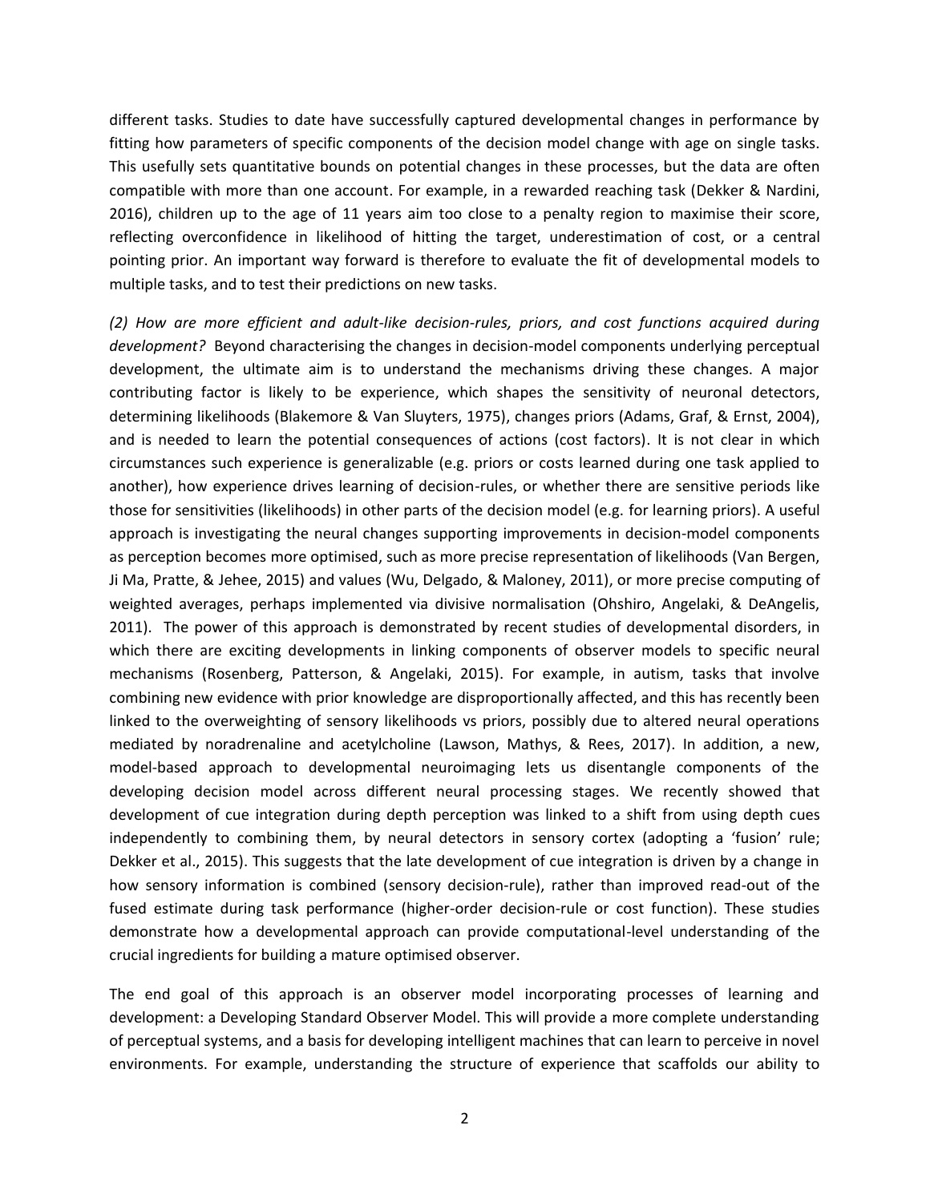different tasks. Studies to date have successfully captured developmental changes in performance by fitting how parameters of specific components of the decision model change with age on single tasks. This usefully sets quantitative bounds on potential changes in these processes, but the data are often compatible with more than one account. For example, in a rewarded reaching task (Dekker & Nardini, 2016), children up to the age of 11 years aim too close to a penalty region to maximise their score, reflecting overconfidence in likelihood of hitting the target, underestimation of cost, or a central pointing prior. An important way forward is therefore to evaluate the fit of developmental models to multiple tasks, and to test their predictions on new tasks.

*(2) How are more efficient and adult-like decision-rules, priors, and cost functions acquired during development?* Beyond characterising the changes in decision-model components underlying perceptual development, the ultimate aim is to understand the mechanisms driving these changes. A major contributing factor is likely to be experience, which shapes the sensitivity of neuronal detectors, determining likelihoods (Blakemore & Van Sluyters, 1975), changes priors (Adams, Graf, & Ernst, 2004), and is needed to learn the potential consequences of actions (cost factors). It is not clear in which circumstances such experience is generalizable (e.g. priors or costs learned during one task applied to another), how experience drives learning of decision-rules, or whether there are sensitive periods like those for sensitivities (likelihoods) in other parts of the decision model (e.g. for learning priors). A useful approach is investigating the neural changes supporting improvements in decision-model components as perception becomes more optimised, such as more precise representation of likelihoods (Van Bergen, Ji Ma, Pratte, & Jehee, 2015) and values (Wu, Delgado, & Maloney, 2011), or more precise computing of weighted averages, perhaps implemented via divisive normalisation (Ohshiro, Angelaki, & DeAngelis, 2011). The power of this approach is demonstrated by recent studies of developmental disorders, in which there are exciting developments in linking components of observer models to specific neural mechanisms (Rosenberg, Patterson, & Angelaki, 2015). For example, in autism, tasks that involve combining new evidence with prior knowledge are disproportionally affected, and this has recently been linked to the overweighting of sensory likelihoods vs priors, possibly due to altered neural operations mediated by noradrenaline and acetylcholine (Lawson, Mathys, & Rees, 2017). In addition, a new, model-based approach to developmental neuroimaging lets us disentangle components of the developing decision model across different neural processing stages. We recently showed that development of cue integration during depth perception was linked to a shift from using depth cues independently to combining them, by neural detectors in sensory cortex (adopting a 'fusion' rule; Dekker et al., 2015). This suggests that the late development of cue integration is driven by a change in how sensory information is combined (sensory decision-rule), rather than improved read-out of the fused estimate during task performance (higher-order decision-rule or cost function). These studies demonstrate how a developmental approach can provide computational-level understanding of the crucial ingredients for building a mature optimised observer.

The end goal of this approach is an observer model incorporating processes of learning and development: a Developing Standard Observer Model. This will provide a more complete understanding of perceptual systems, and a basis for developing intelligent machines that can learn to perceive in novel environments. For example, understanding the structure of experience that scaffolds our ability to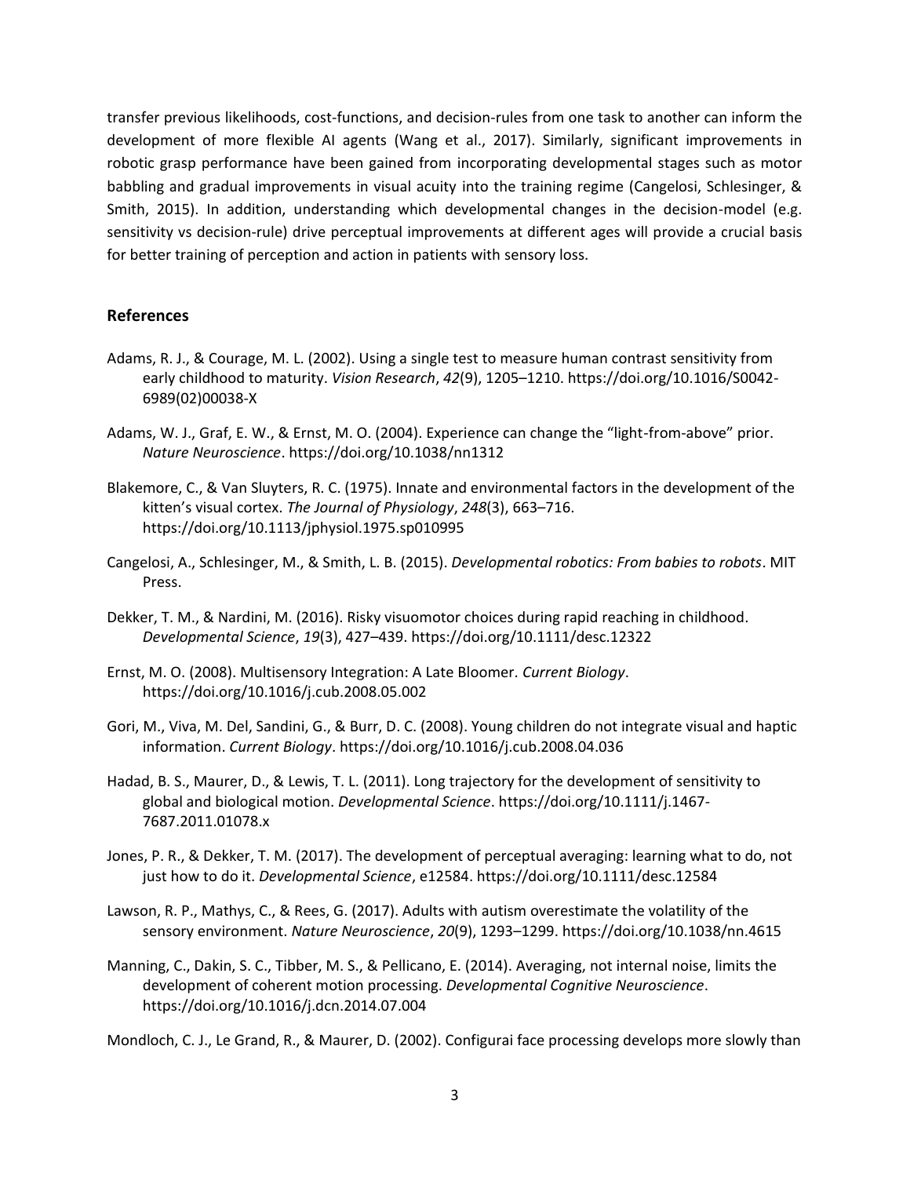transfer previous likelihoods, cost-functions, and decision-rules from one task to another can inform the development of more flexible AI agents (Wang et al., 2017). Similarly, significant improvements in robotic grasp performance have been gained from incorporating developmental stages such as motor babbling and gradual improvements in visual acuity into the training regime (Cangelosi, Schlesinger, & Smith, 2015). In addition, understanding which developmental changes in the decision-model (e.g. sensitivity vs decision-rule) drive perceptual improvements at different ages will provide a crucial basis for better training of perception and action in patients with sensory loss.

## References

Adams, R. J., & Courage, M. L. (2002). Using a single test to measure human contrast sensitivity from early childhood to maturity. *Vision Research*, *42*(9), 1205–1210. https://doi.org/10.1016/S0042-6989(02)00038-X

Adams, W. J., Graf, E. W., & Ernst, M. O. (2004). Experience can change the "light-from-above" prior. *Nature Neuroscience*. https://doi.org/10.1038/nn1312

Blakemore, C., & Van Sluyters, R. C. (1975). Innate and environmental factors in the development of the kitten's visual cortex. *The Journal of Physiology*, *248*(3), 663–716. https://doi.org/10.1113/jphysiol.1975.sp010995

Cangelosi, A., Schlesinger, M., & Smith, L. B. (2015). *Developmental robotics: From babies to robots*. MIT Press.

Dekker, T. M., & Nardini, M. (2016). Risky visuomotor choices during rapid reaching in childhood. *Developmental Science*, *19*(3), 427–439. https://doi.org/10.1111/desc.12322

Ernst, M. O. (2008). Multisensory Integration: A Late Bloomer. *Current Biology*. https://doi.org/10.1016/j.cub.2008.05.002

Gori, M., Viva, M. Del, Sandini, G., & Burr, D. C. (2008). Young children do not integrate visual and haptic information. *Current Biology*. https://doi.org/10.1016/j.cub.2008.04.036

Hadad, B. S., Maurer, D., & Lewis, T. L. (2011). Long trajectory for the development of sensitivity to global and biological motion. *Developmental Science*. https://doi.org/10.1111/j.1467-7687.2011.01078.x

Jones, P. R., & Dekker, T. M. (2017). The development of perceptual averaging: learning what to do, not just how to do it. *Developmental Science*, e12584. https://doi.org/10.1111/desc.12584

Lawson, R. P., Mathys, C., & Rees, G. (2017). Adults with autism overestimate the volatility of the sensory environment. *Nature Neuroscience*, *20*(9), 1293–1299. https://doi.org/10.1038/nn.4615

Manning, C., Dakin, S. C., Tibber, M. S., & Pellicano, E. (2014). Averaging, not internal noise, limits the development of coherent motion processing. *Developmental Cognitive Neuroscience*. https://doi.org/10.1016/j.dcn.2014.07.004

Mondloch, C. J., Le Grand, R., & Maurer, D. (2002). Configurai face processing develops more slowly than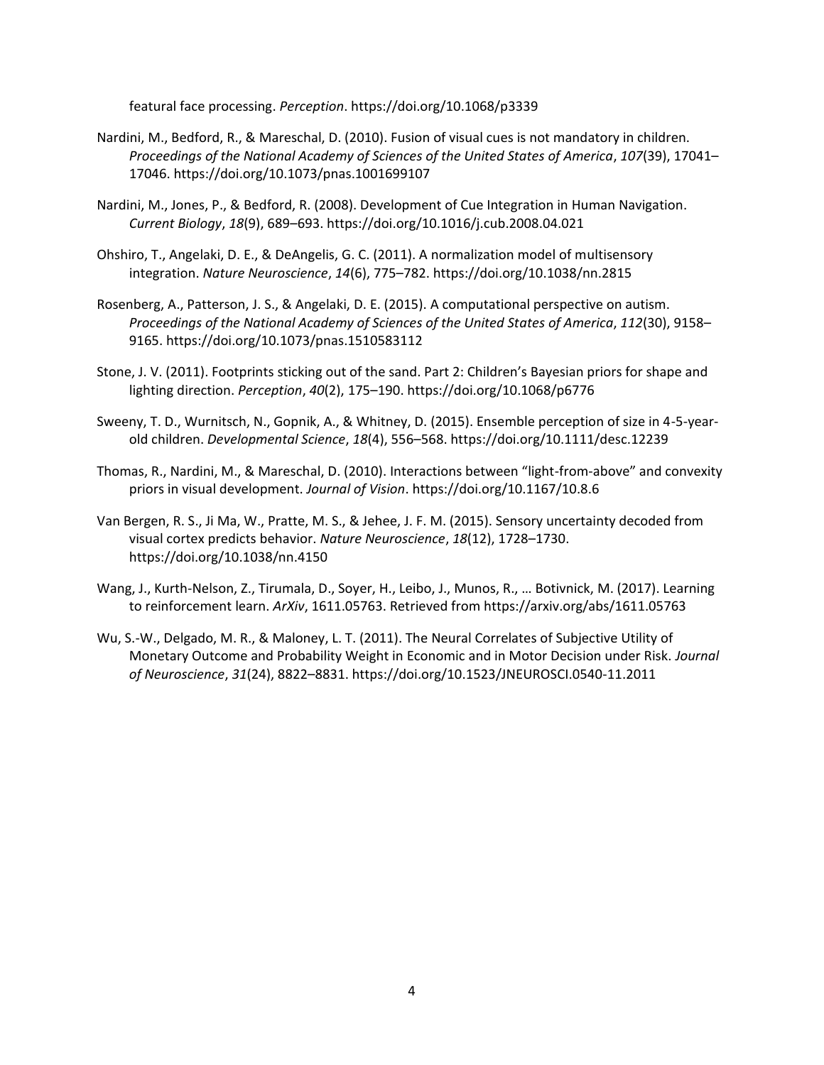featural face processing. *Perception*. https://doi.org/10.1068/p3339

Nardini, M., Bedford, R., & Mareschal, D. (2010). Fusion of visual cues is not mandatory in children. *Proceedings of the National Academy of Sciences of the United States of America*, *107*(39), 17041–17046. https://doi.org/10.1073/pnas.1001699107

Nardini, M., Jones, P., & Bedford, R. (2008). Development of Cue Integration in Human Navigation. *Current Biology*, *18*(9), 689–693. https://doi.org/10.1016/j.cub.2008.04.021

Ohshiro, T., Angelaki, D. E., & DeAngelis, G. C. (2011). A normalization model of multisensory integration. *Nature Neuroscience*, *14*(6), 775–782. https://doi.org/10.1038/nn.2815

Rosenberg, A., Patterson, J. S., & Angelaki, D. E. (2015). A computational perspective on autism. *Proceedings of the National Academy of Sciences of the United States of America*, *112*(30), 9158–9165. https://doi.org/10.1073/pnas.1510583112

Stone, J. V. (2011). Footprints sticking out of the sand. Part 2: Children's Bayesian priors for shape and lighting direction. *Perception*, *40*(2), 175–190. https://doi.org/10.1068/p6776

Sweeny, T. D., Wurnitsch, N., Gopnik, A., & Whitney, D. (2015). Ensemble perception of size in 4-5-year-old children. *Developmental Science*, *18*(4), 556–568. https://doi.org/10.1111/desc.12239

Thomas, R., Nardini, M., & Mareschal, D. (2010). Interactions between "light-from-above" and convexity priors in visual development. *Journal of Vision*. https://doi.org/10.1167/10.8.6

Van Bergen, R. S., Ji Ma, W., Pratte, M. S., & Jehee, J. F. M. (2015). Sensory uncertainty decoded from visual cortex predicts behavior. *Nature Neuroscience*, *18*(12), 1728–1730. https://doi.org/10.1038/nn.4150

Wang, J., Kurth-Nelson, Z., Tirumala, D., Soyer, H., Leibo, J., Munos, R., … Botivnick, M. (2017). Learning to reinforcement learn. *ArXiv*, 1611.05763. Retrieved from https://arxiv.org/abs/1611.05763

Wu, S.-W., Delgado, M. R., & Maloney, L. T. (2011). The Neural Correlates of Subjective Utility of Monetary Outcome and Probability Weight in Economic and in Motor Decision under Risk. *Journal of Neuroscience*, *31*(24), 8822–8831. https://doi.org/10.1523/JNEUROSCI.0540-11.2011